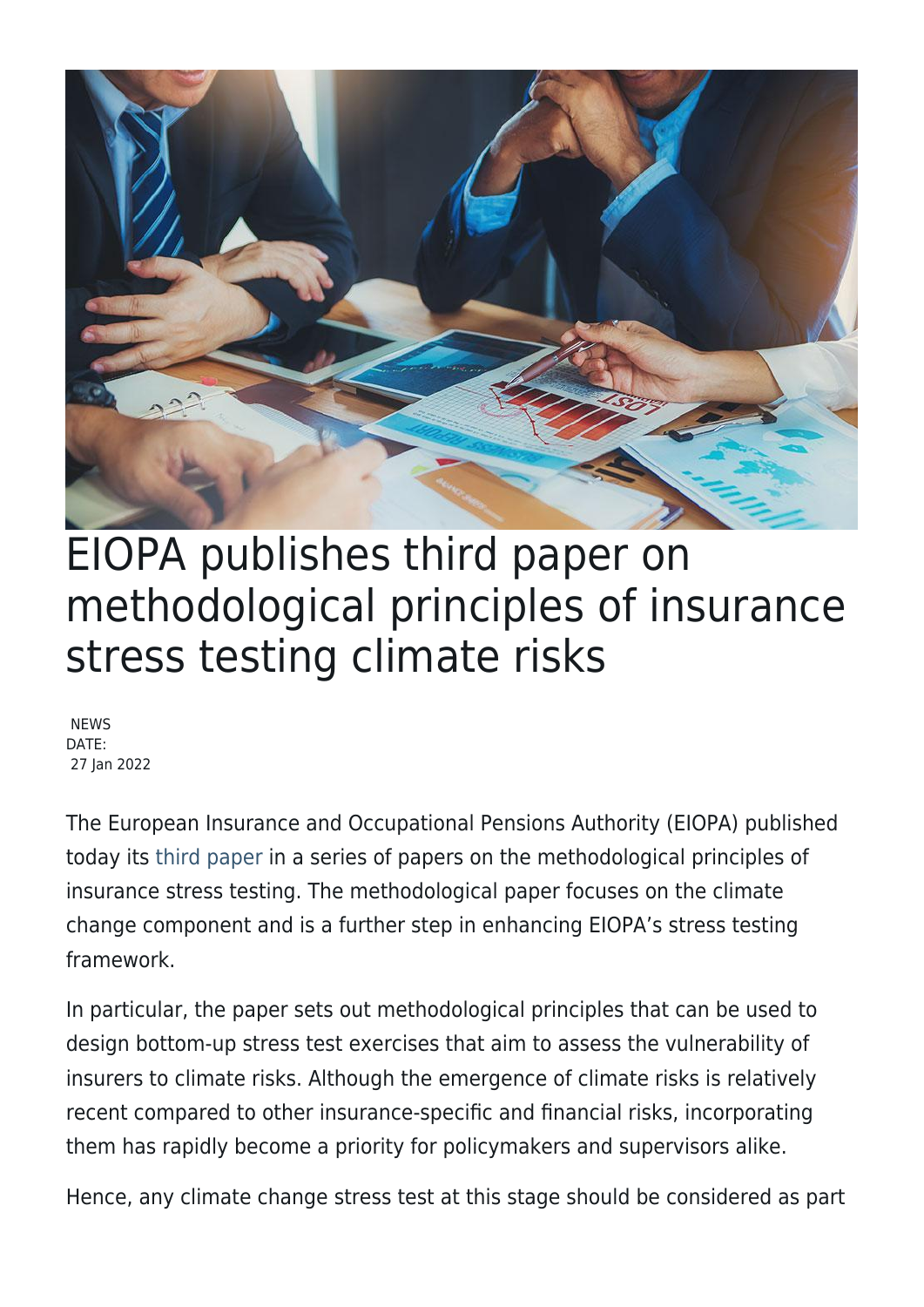# EIOPA publishes third paper on methodological principles of insurance stress testing climate risks

NEWS
DATE:
27 Jan 2022

The European Insurance and Occupational Pensions Authority (EIOPA) published today its third paper in a series of papers on the methodological principles of insurance stress testing. The methodological paper focuses on the climate change component and is a further step in enhancing EIOPA's stress testing framework.

In particular, the paper sets out methodological principles that can be used to design bottom-up stress test exercises that aim to assess the vulnerability of insurers to climate risks. Although the emergence of climate risks is relatively recent compared to other insurance-specific and financial risks, incorporating them has rapidly become a priority for policymakers and supervisors alike.

Hence, any climate change stress test at this stage should be considered as part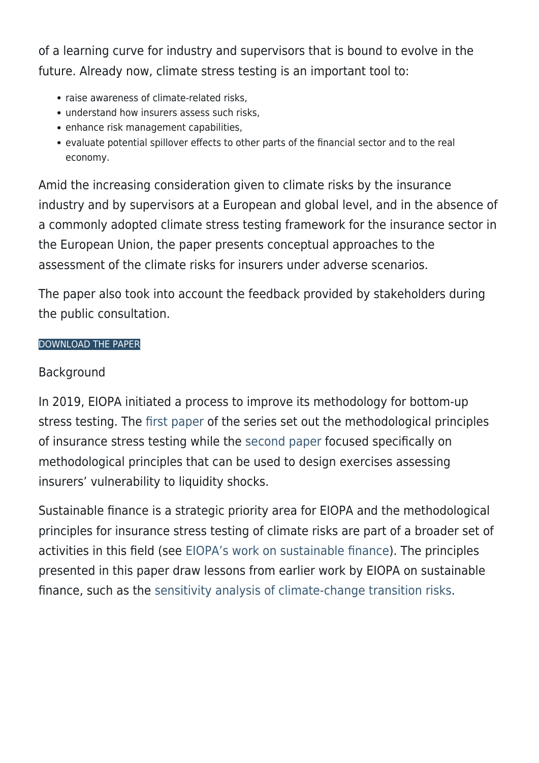of a learning curve for industry and supervisors that is bound to evolve in the future. Already now, climate stress testing is an important tool to:

- raise awareness of climate-related risks,
- understand how insurers assess such risks,
- enhance risk management capabilities,
- evaluate potential spillover effects to other parts of the financial sector and to the real economy.

Amid the increasing consideration given to climate risks by the insurance industry and by supervisors at a European and global level, and in the absence of a commonly adopted climate stress testing framework for the insurance sector in the European Union, the paper presents conceptual approaches to the assessment of the climate risks for insurers under adverse scenarios.

The paper also took into account the feedback provided by stakeholders during the public consultation.

DOWNLOAD THE PAPER

Background

In 2019, EIOPA initiated a process to improve its methodology for bottom-up stress testing. The first paper of the series set out the methodological principles of insurance stress testing while the second paper focused specifically on methodological principles that can be used to design exercises assessing insurers' vulnerability to liquidity shocks.

Sustainable finance is a strategic priority area for EIOPA and the methodological principles for insurance stress testing of climate risks are part of a broader set of activities in this field (see EIOPA's work on sustainable finance). The principles presented in this paper draw lessons from earlier work by EIOPA on sustainable finance, such as the sensitivity analysis of climate-change transition risks.